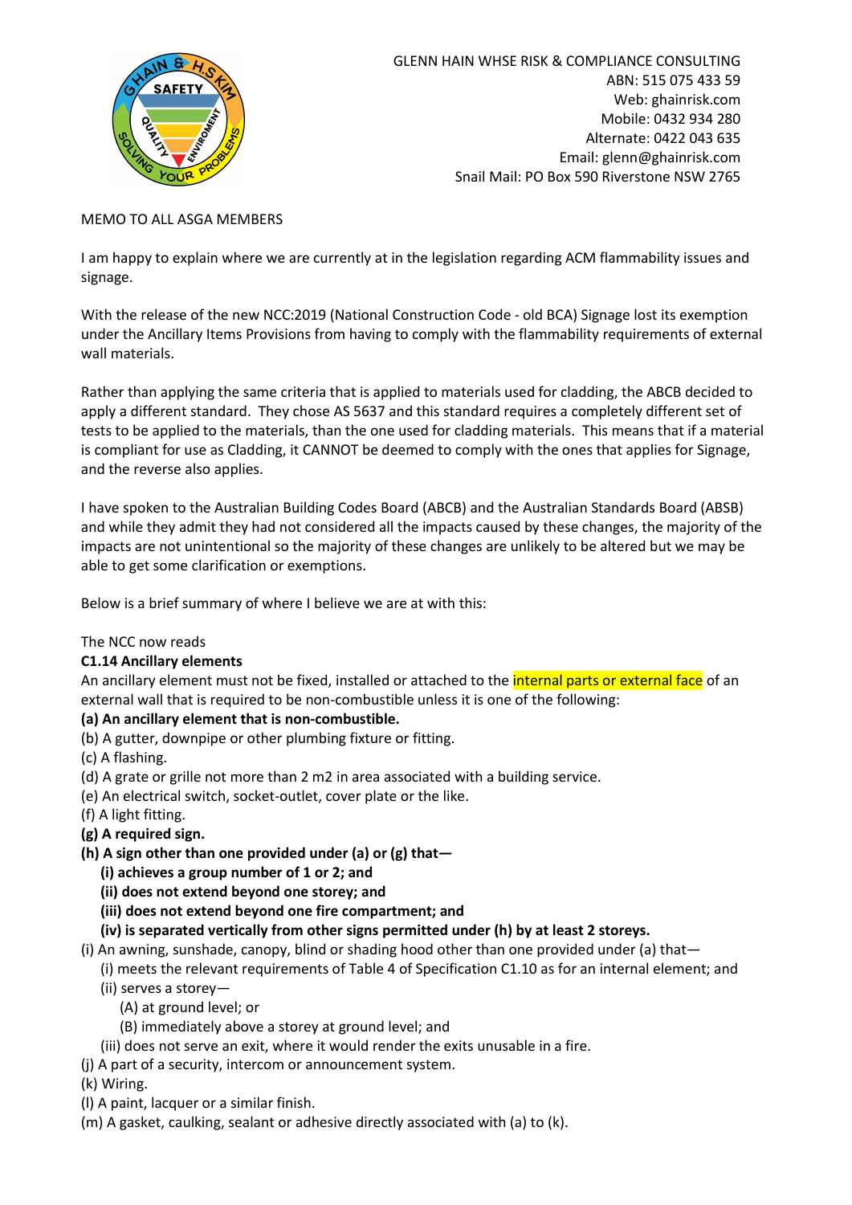GLENN HAIN WHSE RISK & COMPLIANCE CONSULTING
ABN: 515 075 433 59
Web: ghainrisk.com
Mobile: 0432 934 280
Alternate: 0422 043 635
Email: glenn@ghainrisk.com
Snail Mail: PO Box 590 Riverstone NSW 2765

MEMO TO ALL ASGA MEMBERS

I am happy to explain where we are currently at in the legislation regarding ACM flammability issues and signage.

With the release of the new NCC:2019 (National Construction Code - old BCA) Signage lost its exemption under the Ancillary Items Provisions from having to comply with the flammability requirements of external wall materials.

Rather than applying the same criteria that is applied to materials used for cladding, the ABCB decided to apply a different standard. They chose AS 5637 and this standard requires a completely different set of tests to be applied to the materials, than the one used for cladding materials. This means that if a material is compliant for use as Cladding, it CANNOT be deemed to comply with the ones that applies for Signage, and the reverse also applies.

I have spoken to the Australian Building Codes Board (ABCB) and the Australian Standards Board (ABSB) and while they admit they had not considered all the impacts caused by these changes, the majority of the impacts are not unintentional so the majority of these changes are unlikely to be altered but we may be able to get some clarification or exemptions.

Below is a brief summary of where I believe we are at with this:

The NCC now reads

**C1.14 Ancillary elements**

An ancillary element must not be fixed, installed or attached to the internal parts or external face of an external wall that is required to be non-combustible unless it is one of the following:

**(a) An ancillary element that is non-combustible.**

(b) A gutter, downpipe or other plumbing fixture or fitting.

(c) A flashing.

(d) A grate or grille not more than 2 m2 in area associated with a building service.

(e) An electrical switch, socket-outlet, cover plate or the like.

(f) A light fitting.

**(g) A required sign.**

**(h) A sign other than one provided under (a) or (g) that—**

- **(i) achieves a group number of 1 or 2; and**
- **(ii) does not extend beyond one storey; and**
- **(iii) does not extend beyond one fire compartment; and**
- **(iv) is separated vertically from other signs permitted under (h) by at least 2 storeys.**

(i) An awning, sunshade, canopy, blind or shading hood other than one provided under (a) that—

- (i) meets the relevant requirements of Table 4 of Specification C1.10 as for an internal element; and
- (ii) serves a storey—
  - (A) at ground level; or
  - (B) immediately above a storey at ground level; and
- (iii) does not serve an exit, where it would render the exits unusable in a fire.

(j) A part of a security, intercom or announcement system.

(k) Wiring.

(l) A paint, lacquer or a similar finish.

(m) A gasket, caulking, sealant or adhesive directly associated with (a) to (k).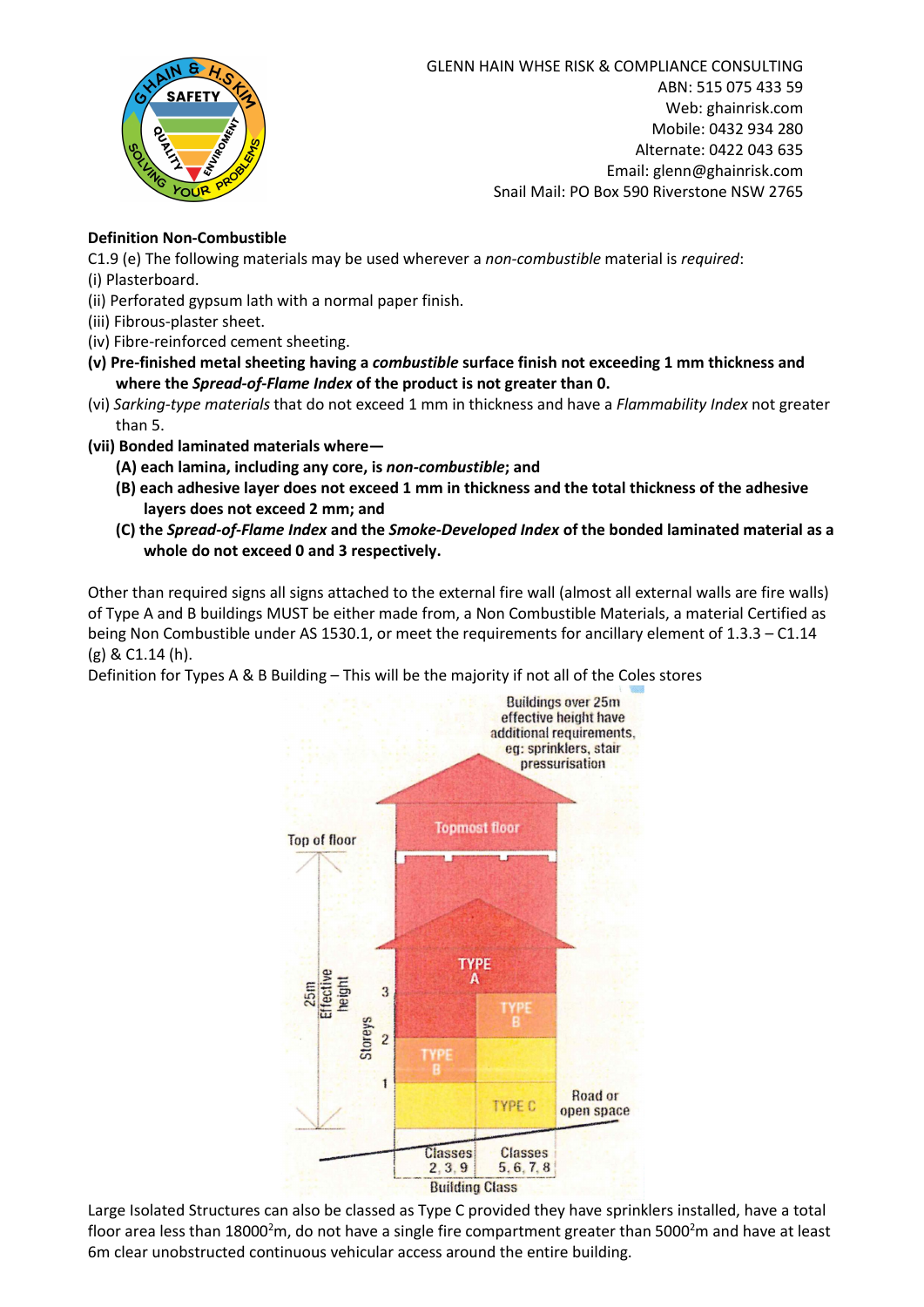**Definition Non-Combustible**

C1.9 (e) The following materials may be used wherever a *non-combustible* material is *required*:

(i) Plasterboard.

(ii) Perforated gypsum lath with a normal paper finish.

(iii) Fibrous-plaster sheet.

(iv) Fibre-reinforced cement sheeting.

**(v) Pre-finished metal sheeting having a *combustible* surface finish not exceeding 1 mm thickness and where the *Spread-of-Flame Index* of the product is not greater than 0.**

(vi) *Sarking-type materials* that do not exceed 1 mm in thickness and have a *Flammability Index* not greater than 5.

**(vii) Bonded laminated materials where—**

**(A) each lamina, including any core, is *non-combustible*; and**

**(B) each adhesive layer does not exceed 1 mm in thickness and the total thickness of the adhesive layers does not exceed 2 mm; and**

**(C) the *Spread-of-Flame Index* and the *Smoke-Developed Index* of the bonded laminated material as a whole do not exceed 0 and 3 respectively.**

Other than required signs all signs attached to the external fire wall (almost all external walls are fire walls) of Type A and B buildings MUST be either made from, a Non Combustible Materials, a material Certified as being Non Combustible under AS 1530.1, or meet the requirements for ancillary element of 1.3.3 – C1.14 (g) & C1.14 (h).

Definition for Types A & B Building – This will be the majority if not all of the Coles stores

Buildings over 25m effective height have additional requirements, eg: sprinklers, stair pressurisation

Top of floor

Topmost floor

25m Effective height

Storeys 1 2 3

TYPE A

TYPE B

TYPE B

TYPE C

Road or open space

Classes 2, 3, 9

Classes 5, 6, 7, 8

Building Class

Large Isolated Structures can also be classed as Type C provided they have sprinklers installed, have a total floor area less than 18000$^2$m, do not have a single fire compartment greater than 5000$^2$m and have at least 6m clear unobstructed continuous vehicular access around the entire building.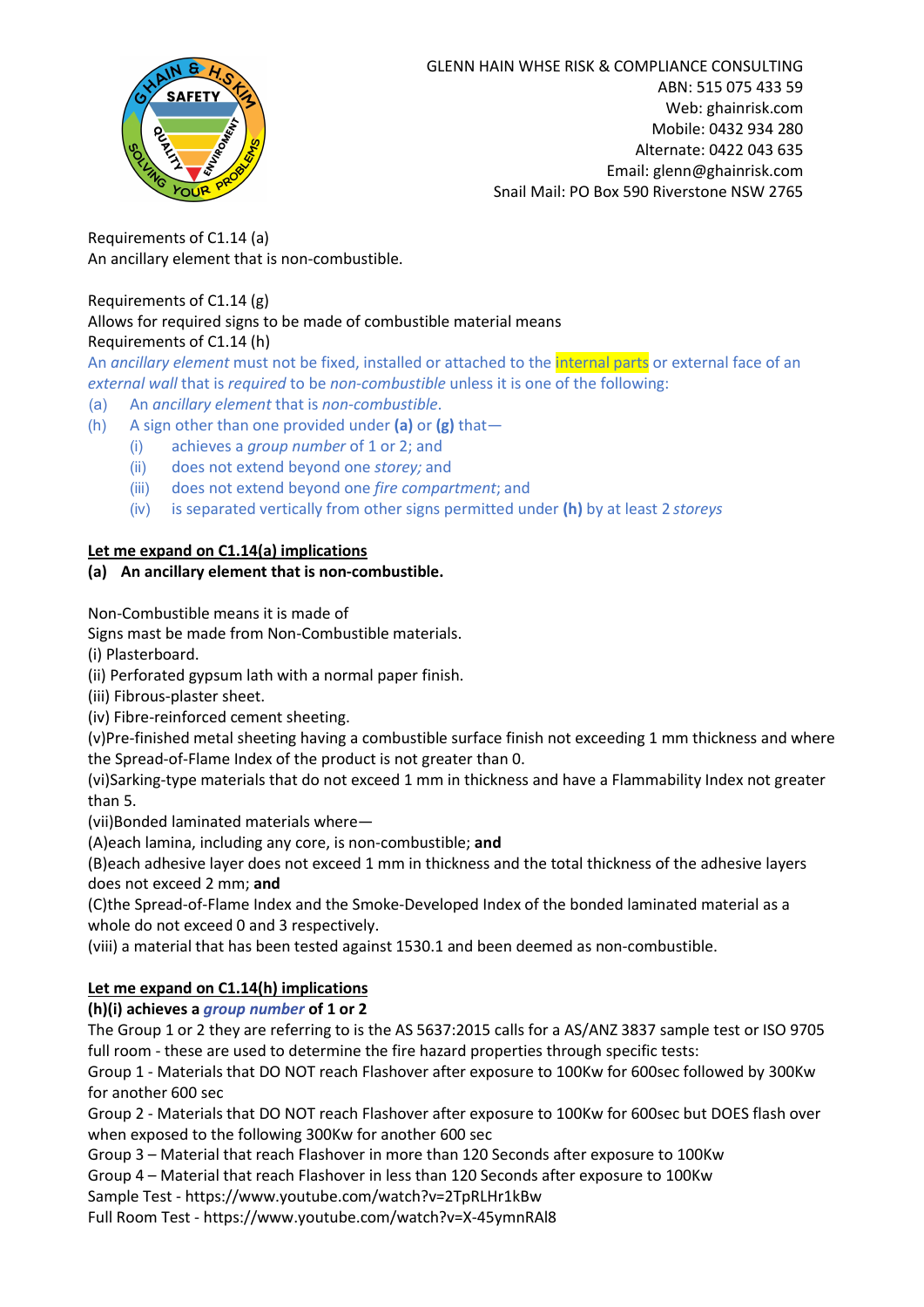GLENN HAIN WHSE RISK & COMPLIANCE CONSULTING
ABN: 515 075 433 59
Web: ghainrisk.com
Mobile: 0432 934 280
Alternate: 0422 043 635
Email: glenn@ghainrisk.com
Snail Mail: PO Box 590 Riverstone NSW 2765

Requirements of C1.14 (a)
An ancillary element that is non-combustible.

Requirements of C1.14 (g)
Allows for required signs to be made of combustible material means
Requirements of C1.14 (h)
An *ancillary element* must not be fixed, installed or attached to the internal parts or external face of an *external wall* that is *required* to be *non-combustible* unless it is one of the following:

(a) An *ancillary element* that is *non-combustible*.
(h) A sign other than one provided under **(a)** or **(g)** that—
 (i) achieves a *group number* of 1 or 2; and
 (ii) does not extend beyond one *storey;* and
 (iii) does not extend beyond one *fire compartment*; and
 (iv) is separated vertically from other signs permitted under **(h)** by at least 2 *storeys*

**Let me expand on C1.14(a) implications**

**(a) An ancillary element that is non-combustible.**

Non-Combustible means it is made of
Signs mast be made from Non-Combustible materials.
(i) Plasterboard.
(ii) Perforated gypsum lath with a normal paper finish.
(iii) Fibrous-plaster sheet.
(iv) Fibre-reinforced cement sheeting.
(v)Pre-finished metal sheeting having a combustible surface finish not exceeding 1 mm thickness and where the Spread-of-Flame Index of the product is not greater than 0.
(vi)Sarking-type materials that do not exceed 1 mm in thickness and have a Flammability Index not greater than 5.
(vii)Bonded laminated materials where—
(A)each lamina, including any core, is non-combustible; **and**
(B)each adhesive layer does not exceed 1 mm in thickness and the total thickness of the adhesive layers does not exceed 2 mm; **and**
(C)the Spread-of-Flame Index and the Smoke-Developed Index of the bonded laminated material as a whole do not exceed 0 and 3 respectively.
(viii) a material that has been tested against 1530.1 and been deemed as non-combustible.

**Let me expand on C1.14(h) implications**

**(h)(i) achieves a *group number* of 1 or 2**

The Group 1 or 2 they are referring to is the AS 5637:2015 calls for a AS/ANZ 3837 sample test or ISO 9705 full room - these are used to determine the fire hazard properties through specific tests:
Group 1 - Materials that DO NOT reach Flashover after exposure to 100Kw for 600sec followed by 300Kw for another 600 sec
Group 2 - Materials that DO NOT reach Flashover after exposure to 100Kw for 600sec but DOES flash over when exposed to the following 300Kw for another 600 sec
Group 3 – Material that reach Flashover in more than 120 Seconds after exposure to 100Kw
Group 4 – Material that reach Flashover in less than 120 Seconds after exposure to 100Kw
Sample Test - https://www.youtube.com/watch?v=2TpRLHr1kBw
Full Room Test - https://www.youtube.com/watch?v=X-45ymnRAl8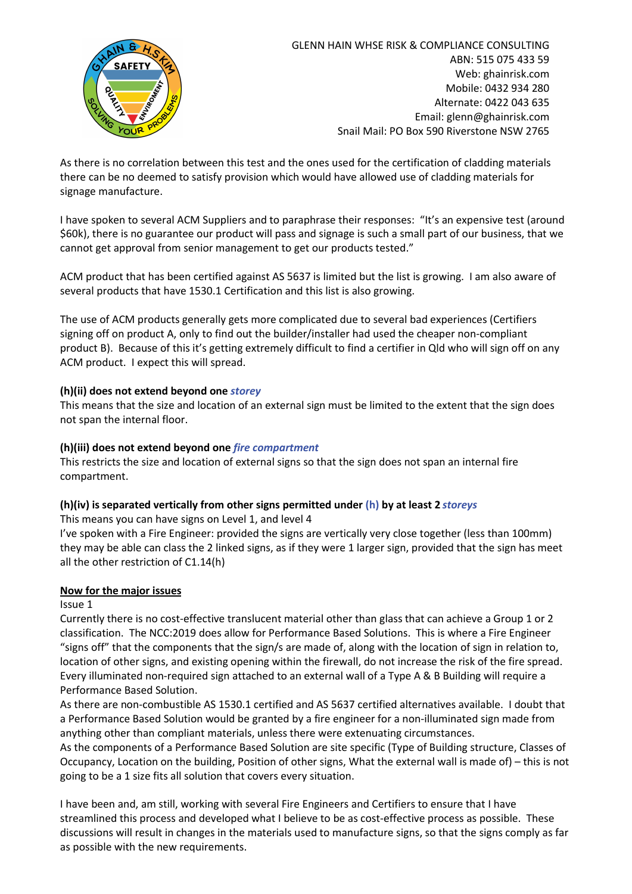As there is no correlation between this test and the ones used for the certification of cladding materials there can be no deemed to satisfy provision which would have allowed use of cladding materials for signage manufacture.

I have spoken to several ACM Suppliers and to paraphrase their responses: "It's an expensive test (around $60k), there is no guarantee our product will pass and signage is such a small part of our business, that we cannot get approval from senior management to get our products tested."

ACM product that has been certified against AS 5637 is limited but the list is growing. I am also aware of several products that have 1530.1 Certification and this list is also growing.

The use of ACM products generally gets more complicated due to several bad experiences (Certifiers signing off on product A, only to find out the builder/installer had used the cheaper non-compliant product B). Because of this it's getting extremely difficult to find a certifier in Qld who will sign off on any ACM product. I expect this will spread.

**(h)(ii) does not extend beyond one *storey***
This means that the size and location of an external sign must be limited to the extent that the sign does not span the internal floor.

**(h)(iii) does not extend beyond one *fire compartment***
This restricts the size and location of external signs so that the sign does not span an internal fire compartment.

**(h)(iv) is separated vertically from other signs permitted under (h) by at least 2 *storeys***
This means you can have signs on Level 1, and level 4
I've spoken with a Fire Engineer: provided the signs are vertically very close together (less than 100mm) they may be able can class the 2 linked signs, as if they were 1 larger sign, provided that the sign has meet all the other restriction of C1.14(h)

**<u>Now for the major issues</u>**
Issue 1
Currently there is no cost-effective translucent material other than glass that can achieve a Group 1 or 2 classification. The NCC:2019 does allow for Performance Based Solutions. This is where a Fire Engineer "signs off" that the components that the sign/s are made of, along with the location of sign in relation to, location of other signs, and existing opening within the firewall, do not increase the risk of the fire spread. Every illuminated non-required sign attached to an external wall of a Type A & B Building will require a Performance Based Solution.
As there are non-combustible AS 1530.1 certified and AS 5637 certified alternatives available. I doubt that a Performance Based Solution would be granted by a fire engineer for a non-illuminated sign made from anything other than compliant materials, unless there were extenuating circumstances.
As the components of a Performance Based Solution are site specific (Type of Building structure, Classes of Occupancy, Location on the building, Position of other signs, What the external wall is made of) – this is not going to be a 1 size fits all solution that covers every situation.

I have been and, am still, working with several Fire Engineers and Certifiers to ensure that I have streamlined this process and developed what I believe to be as cost-effective process as possible. These discussions will result in changes in the materials used to manufacture signs, so that the signs comply as far as possible with the new requirements.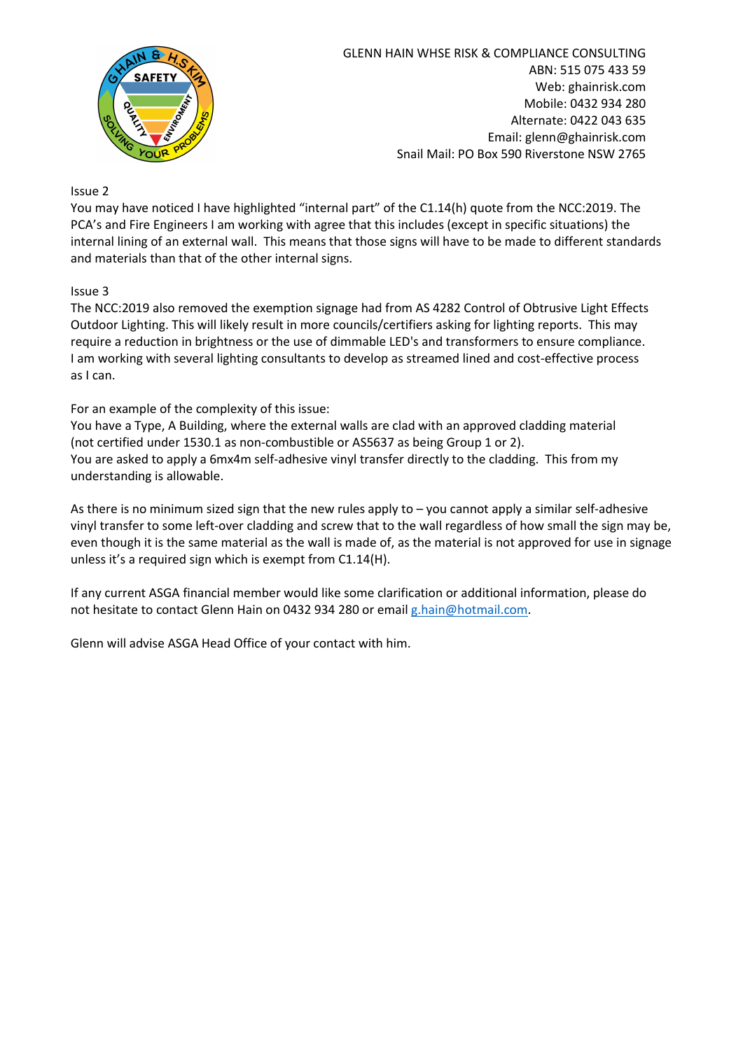GLENN HAIN WHSE RISK & COMPLIANCE CONSULTING
ABN: 515 075 433 59
Web: ghainrisk.com
Mobile: 0432 934 280
Alternate: 0422 043 635
Email: glenn@ghainrisk.com
Snail Mail: PO Box 590 Riverstone NSW 2765

Issue 2

You may have noticed I have highlighted "internal part" of the C1.14(h) quote from the NCC:2019. The PCA's and Fire Engineers I am working with agree that this includes (except in specific situations) the internal lining of an external wall. This means that those signs will have to be made to different standards and materials than that of the other internal signs.

Issue 3

The NCC:2019 also removed the exemption signage had from AS 4282 Control of Obtrusive Light Effects Outdoor Lighting. This will likely result in more councils/certifiers asking for lighting reports. This may require a reduction in brightness or the use of dimmable LED's and transformers to ensure compliance. I am working with several lighting consultants to develop as streamed lined and cost-effective process as I can.

For an example of the complexity of this issue:
You have a Type, A Building, where the external walls are clad with an approved cladding material (not certified under 1530.1 as non-combustible or AS5637 as being Group 1 or 2).
You are asked to apply a 6mx4m self-adhesive vinyl transfer directly to the cladding. This from my understanding is allowable.

As there is no minimum sized sign that the new rules apply to – you cannot apply a similar self-adhesive vinyl transfer to some left-over cladding and screw that to the wall regardless of how small the sign may be, even though it is the same material as the wall is made of, as the material is not approved for use in signage unless it's a required sign which is exempt from C1.14(H).

If any current ASGA financial member would like some clarification or additional information, please do not hesitate to contact Glenn Hain on 0432 934 280 or email g.hain@hotmail.com.

Glenn will advise ASGA Head Office of your contact with him.